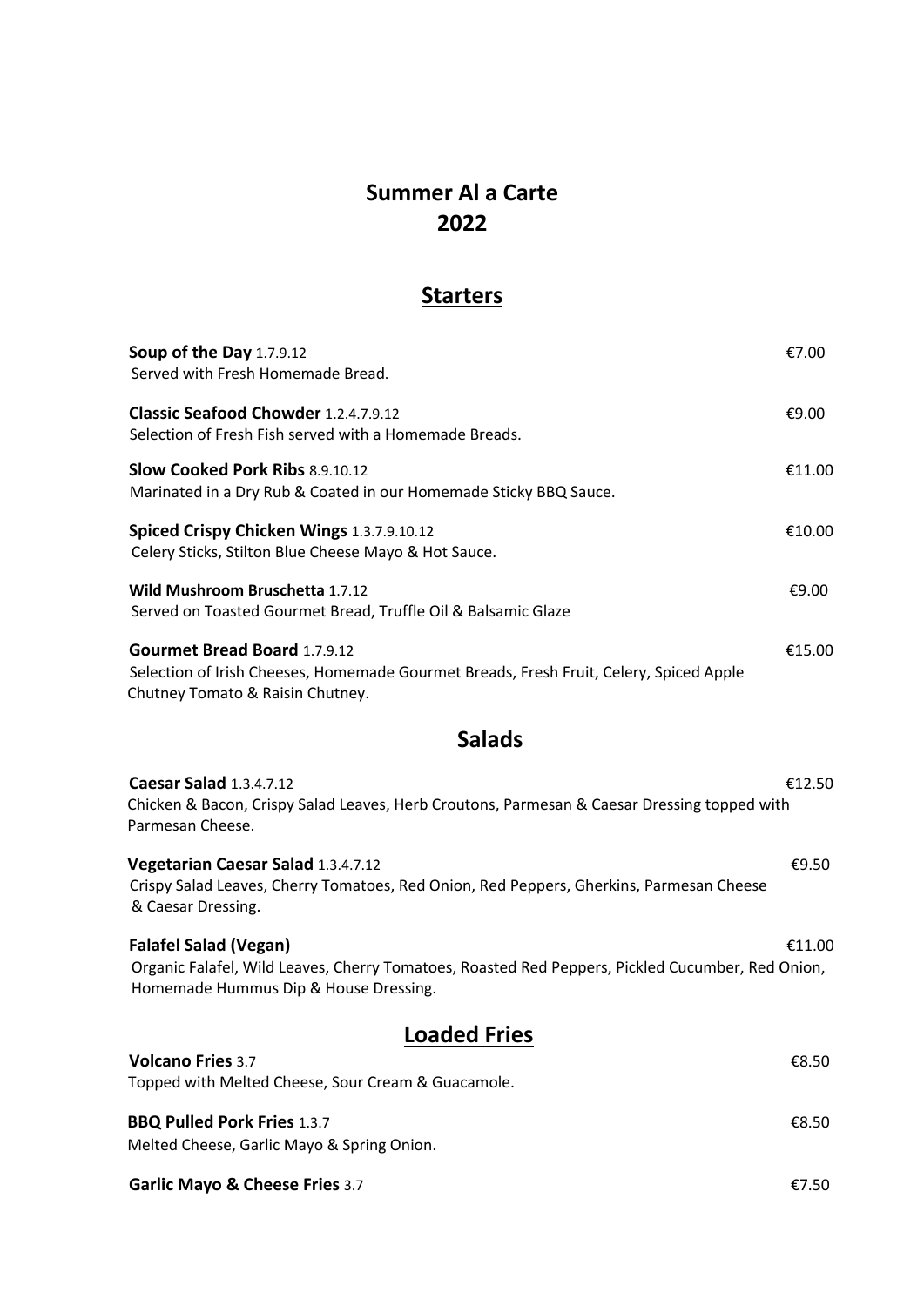# Summer Al a Carte
# 2022

## Starters

**Soup of the Day** 1.7.9.12 — €7.00
Served with Fresh Homemade Bread.

**Classic Seafood Chowder** 1.2.4.7.9.12 — €9.00
Selection of Fresh Fish served with a Homemade Breads.

**Slow Cooked Pork Ribs** 8.9.10.12 — €11.00
Marinated in a Dry Rub & Coated in our Homemade Sticky BBQ Sauce.

**Spiced Crispy Chicken Wings** 1.3.7.9.10.12 — €10.00
Celery Sticks, Stilton Blue Cheese Mayo & Hot Sauce.

**Wild Mushroom Bruschetta** 1.7.12 — €9.00
Served on Toasted Gourmet Bread, Truffle Oil & Balsamic Glaze

**Gourmet Bread Board** 1.7.9.12 — €15.00
Selection of Irish Cheeses, Homemade Gourmet Breads, Fresh Fruit, Celery, Spiced Apple Chutney Tomato & Raisin Chutney.

## Salads

**Caesar Salad** 1.3.4.7.12 — €12.50
Chicken & Bacon, Crispy Salad Leaves, Herb Croutons, Parmesan & Caesar Dressing topped with Parmesan Cheese.

**Vegetarian Caesar Salad** 1.3.4.7.12 — €9.50
Crispy Salad Leaves, Cherry Tomatoes, Red Onion, Red Peppers, Gherkins, Parmesan Cheese & Caesar Dressing.

**Falafel Salad (Vegan)** — €11.00
Organic Falafel, Wild Leaves, Cherry Tomatoes, Roasted Red Peppers, Pickled Cucumber, Red Onion, Homemade Hummus Dip & House Dressing.

## Loaded Fries

**Volcano Fries** 3.7 — €8.50
Topped with Melted Cheese, Sour Cream & Guacamole.

**BBQ Pulled Pork Fries** 1.3.7 — €8.50
Melted Cheese, Garlic Mayo & Spring Onion.

**Garlic Mayo & Cheese Fries** 3.7 — €7.50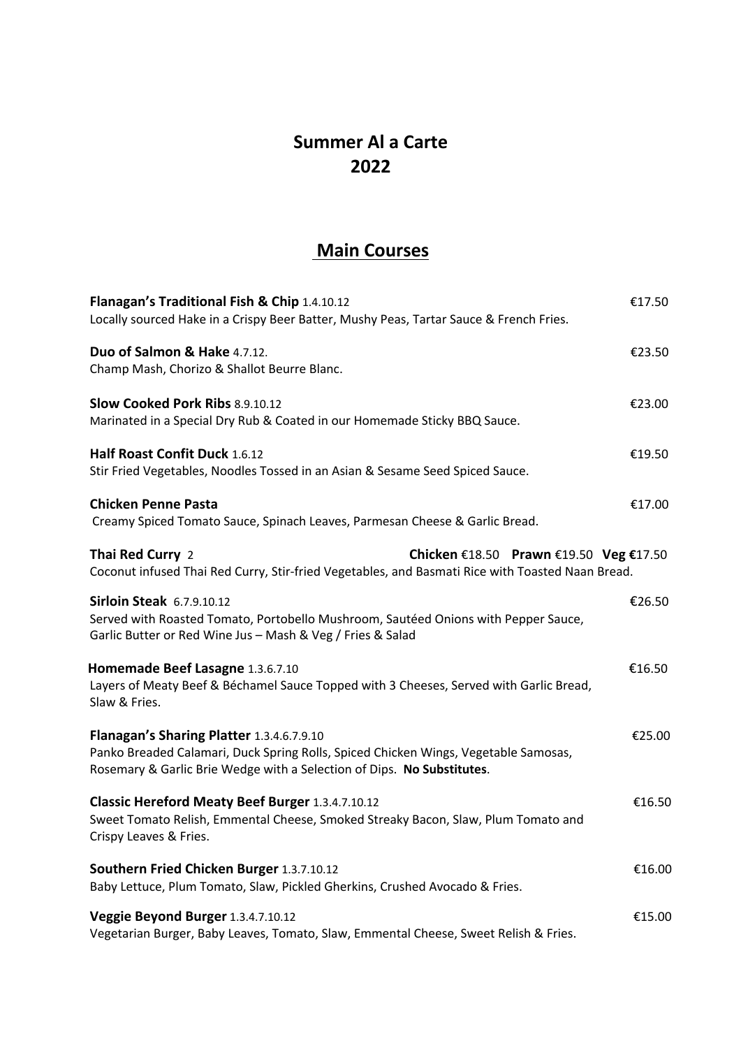# Summer Al a Carte 2022

## Main Courses

**Flanagan's Traditional Fish & Chip** 1.4.10.12 — €17.50
Locally sourced Hake in a Crispy Beer Batter, Mushy Peas, Tartar Sauce & French Fries.

**Duo of Salmon & Hake** 4.7.12. — €23.50
Champ Mash, Chorizo & Shallot Beurre Blanc.

**Slow Cooked Pork Ribs** 8.9.10.12 — €23.00
Marinated in a Special Dry Rub & Coated in our Homemade Sticky BBQ Sauce.

**Half Roast Confit Duck** 1.6.12 — €19.50
Stir Fried Vegetables, Noodles Tossed in an Asian & Sesame Seed Spiced Sauce.

**Chicken Penne Pasta** — €17.00
Creamy Spiced Tomato Sauce, Spinach Leaves, Parmesan Cheese & Garlic Bread.

**Thai Red Curry** 2 — **Chicken** €18.50 **Prawn** €19.50 **Veg** €17.50
Coconut infused Thai Red Curry, Stir-fried Vegetables, and Basmati Rice with Toasted Naan Bread.

**Sirloin Steak** 6.7.9.10.12 — €26.50
Served with Roasted Tomato, Portobello Mushroom, Sautéed Onions with Pepper Sauce, Garlic Butter or Red Wine Jus – Mash & Veg / Fries & Salad

**Homemade Beef Lasagne** 1.3.6.7.10 — €16.50
Layers of Meaty Beef & Béchamel Sauce Topped with 3 Cheeses, Served with Garlic Bread, Slaw & Fries.

**Flanagan's Sharing Platter** 1.3.4.6.7.9.10 — €25.00
Panko Breaded Calamari, Duck Spring Rolls, Spiced Chicken Wings, Vegetable Samosas, Rosemary & Garlic Brie Wedge with a Selection of Dips. **No Substitutes**.

**Classic Hereford Meaty Beef Burger** 1.3.4.7.10.12 — €16.50
Sweet Tomato Relish, Emmental Cheese, Smoked Streaky Bacon, Slaw, Plum Tomato and Crispy Leaves & Fries.

**Southern Fried Chicken Burger** 1.3.7.10.12 — €16.00
Baby Lettuce, Plum Tomato, Slaw, Pickled Gherkins, Crushed Avocado & Fries.

**Veggie Beyond Burger** 1.3.4.7.10.12 — €15.00
Vegetarian Burger, Baby Leaves, Tomato, Slaw, Emmental Cheese, Sweet Relish & Fries.